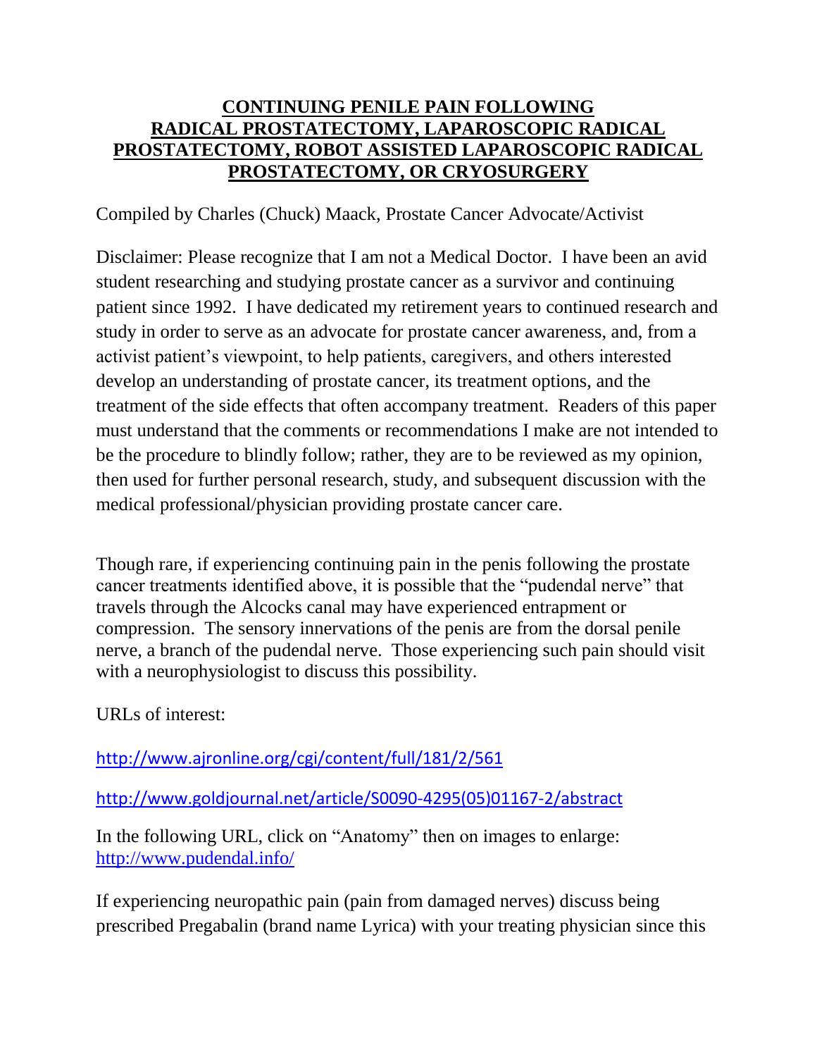# CONTINUING PENILE PAIN FOLLOWING RADICAL PROSTATECTOMY, LAPAROSCOPIC RADICAL PROSTATECTOMY, ROBOT ASSISTED LAPAROSCOPIC RADICAL PROSTATECTOMY, OR CRYOSURGERY

Compiled by Charles (Chuck) Maack, Prostate Cancer Advocate/Activist

Disclaimer: Please recognize that I am not a Medical Doctor. I have been an avid student researching and studying prostate cancer as a survivor and continuing patient since 1992. I have dedicated my retirement years to continued research and study in order to serve as an advocate for prostate cancer awareness, and, from a activist patient's viewpoint, to help patients, caregivers, and others interested develop an understanding of prostate cancer, its treatment options, and the treatment of the side effects that often accompany treatment. Readers of this paper must understand that the comments or recommendations I make are not intended to be the procedure to blindly follow; rather, they are to be reviewed as my opinion, then used for further personal research, study, and subsequent discussion with the medical professional/physician providing prostate cancer care.

Though rare, if experiencing continuing pain in the penis following the prostate cancer treatments identified above, it is possible that the "pudendal nerve" that travels through the Alcocks canal may have experienced entrapment or compression. The sensory innervations of the penis are from the dorsal penile nerve, a branch of the pudendal nerve. Those experiencing such pain should visit with a neurophysiologist to discuss this possibility.

URLs of interest:

http://www.ajronline.org/cgi/content/full/181/2/561

http://www.goldjournal.net/article/S0090-4295(05)01167-2/abstract

In the following URL, click on "Anatomy" then on images to enlarge: http://www.pudendal.info/

If experiencing neuropathic pain (pain from damaged nerves) discuss being prescribed Pregabalin (brand name Lyrica) with your treating physician since this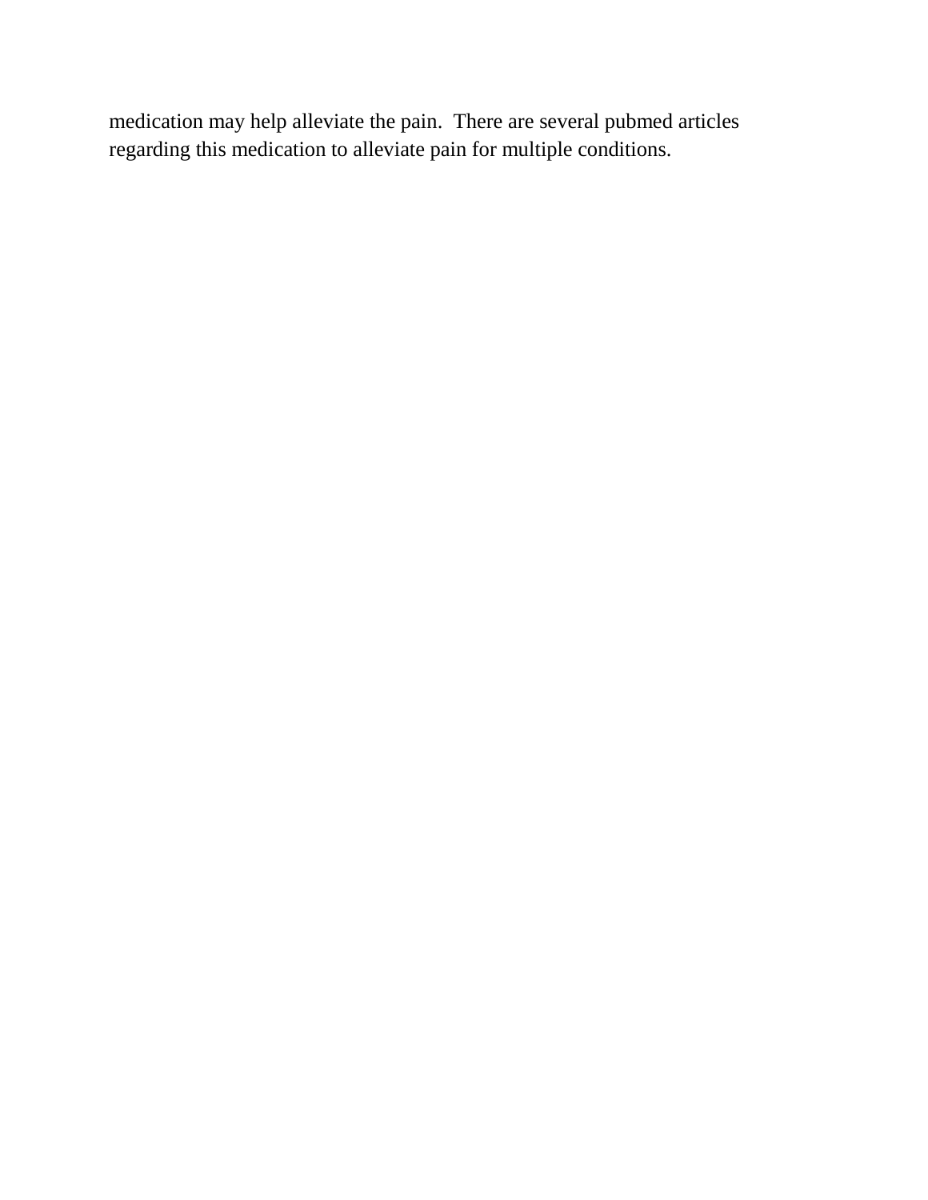medication may help alleviate the pain. There are several pubmed articles regarding this medication to alleviate pain for multiple conditions.